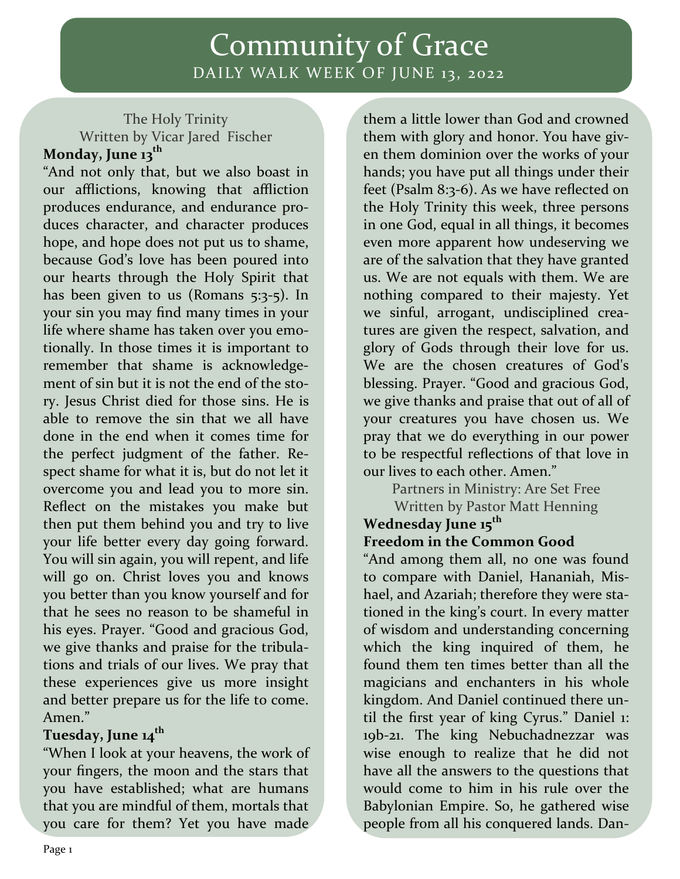# Community of Grace

## DAILY WALK WEEK OF JUNE 13, 2022

The Holy Trinity
Written by Vicar Jared Fischer

**Monday, June 13th**

"And not only that, but we also boast in our afflictions, knowing that affliction produces endurance, and endurance produces character, and character produces hope, and hope does not put us to shame, because God's love has been poured into our hearts through the Holy Spirit that has been given to us (Romans 5:3-5). In your sin you may find many times in your life where shame has taken over you emotionally. In those times it is important to remember that shame is acknowledgement of sin but it is not the end of the story. Jesus Christ died for those sins. He is able to remove the sin that we all have done in the end when it comes time for the perfect judgment of the father. Respect shame for what it is, but do not let it overcome you and lead you to more sin. Reflect on the mistakes you make but then put them behind you and try to live your life better every day going forward. You will sin again, you will repent, and life will go on. Christ loves you and knows you better than you know yourself and for that he sees no reason to be shameful in his eyes. Prayer. "Good and gracious God, we give thanks and praise for the tribulations and trials of our lives. We pray that these experiences give us more insight and better prepare us for the life to come. Amen."

**Tuesday, June 14th**

"When I look at your heavens, the work of your fingers, the moon and the stars that you have established; what are humans that you are mindful of them, mortals that you care for them? Yet you have made them a little lower than God and crowned them with glory and honor. You have given them dominion over the works of your hands; you have put all things under their feet (Psalm 8:3-6). As we have reflected on the Holy Trinity this week, three persons in one God, equal in all things, it becomes even more apparent how undeserving we are of the salvation that they have granted us. We are not equals with them. We are nothing compared to their majesty. Yet we sinful, arrogant, undisciplined creatures are given the respect, salvation, and glory of Gods through their love for us. We are the chosen creatures of God's blessing. Prayer. "Good and gracious God, we give thanks and praise that out of all of your creatures you have chosen us. We pray that we do everything in our power to be respectful reflections of that love in our lives to each other. Amen."

Partners in Ministry: Are Set Free
Written by Pastor Matt Henning

**Wednesday June 15th**

**Freedom in the Common Good**

"And among them all, no one was found to compare with Daniel, Hananiah, Mishael, and Azariah; therefore they were stationed in the king's court. In every matter of wisdom and understanding concerning which the king inquired of them, he found them ten times better than all the magicians and enchanters in his whole kingdom. And Daniel continued there until the first year of king Cyrus." Daniel 1: 19b-21. The king Nebuchadnezzar was wise enough to realize that he did not have all the answers to the questions that would come to him in his rule over the Babylonian Empire. So, he gathered wise people from all his conquered lands. Dan-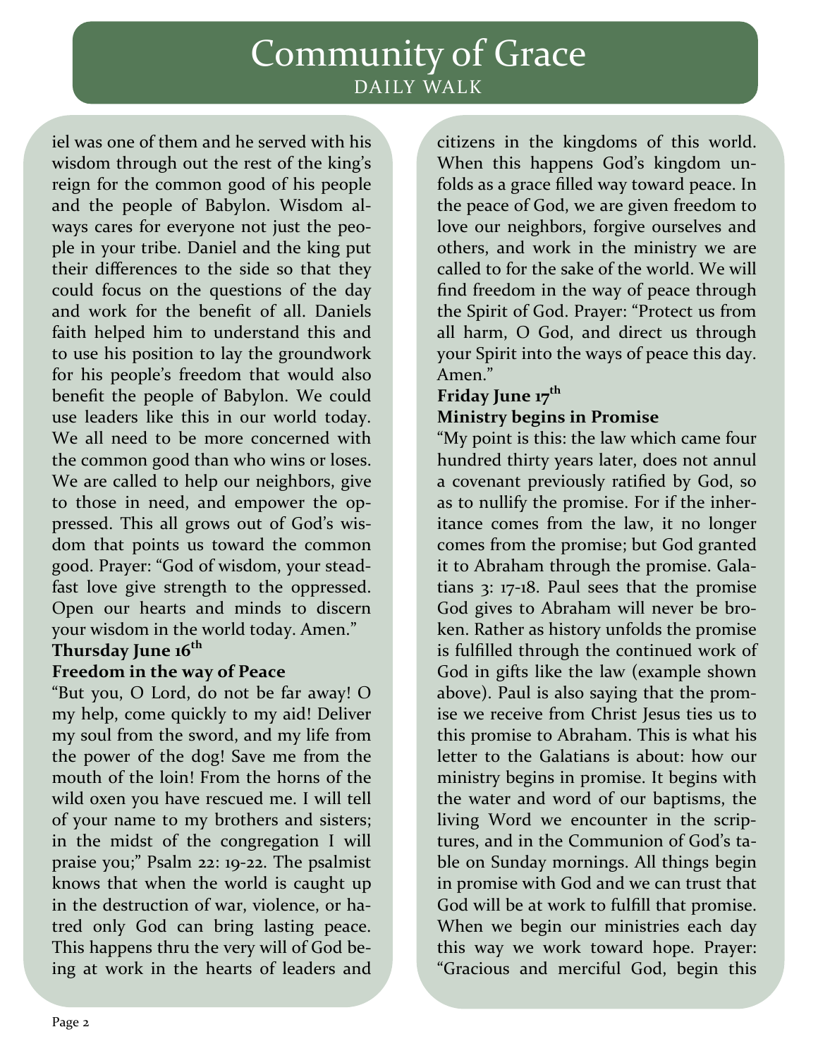iel was one of them and he served with his wisdom through out the rest of the king's reign for the common good of his people and the people of Babylon. Wisdom always cares for everyone not just the people in your tribe. Daniel and the king put their differences to the side so that they could focus on the questions of the day and work for the benefit of all. Daniels faith helped him to understand this and to use his position to lay the groundwork for his people's freedom that would also benefit the people of Babylon. We could use leaders like this in our world today. We all need to be more concerned with the common good than who wins or loses. We are called to help our neighbors, give to those in need, and empower the oppressed. This all grows out of God's wisdom that points us toward the common good. Prayer: "God of wisdom, your steadfast love give strength to the oppressed. Open our hearts and minds to discern your wisdom in the world today. Amen."

**Thursday June 16th**

**Freedom in the way of Peace**

"But you, O Lord, do not be far away! O my help, come quickly to my aid! Deliver my soul from the sword, and my life from the power of the dog! Save me from the mouth of the loin! From the horns of the wild oxen you have rescued me. I will tell of your name to my brothers and sisters; in the midst of the congregation I will praise you;" Psalm 22: 19-22. The psalmist knows that when the world is caught up in the destruction of war, violence, or hatred only God can bring lasting peace. This happens thru the very will of God being at work in the hearts of leaders and citizens in the kingdoms of this world. When this happens God's kingdom unfolds as a grace filled way toward peace. In the peace of God, we are given freedom to love our neighbors, forgive ourselves and others, and work in the ministry we are called to for the sake of the world. We will find freedom in the way of peace through the Spirit of God. Prayer: "Protect us from all harm, O God, and direct us through your Spirit into the ways of peace this day. Amen."

**Friday June 17th**

**Ministry begins in Promise**

"My point is this: the law which came four hundred thirty years later, does not annul a covenant previously ratified by God, so as to nullify the promise. For if the inheritance comes from the law, it no longer comes from the promise; but God granted it to Abraham through the promise. Galatians 3: 17-18. Paul sees that the promise God gives to Abraham will never be broken. Rather as history unfolds the promise is fulfilled through the continued work of God in gifts like the law (example shown above). Paul is also saying that the promise we receive from Christ Jesus ties us to this promise to Abraham. This is what his letter to the Galatians is about: how our ministry begins in promise. It begins with the water and word of our baptisms, the living Word we encounter in the scriptures, and in the Communion of God's table on Sunday mornings. All things begin in promise with God and we can trust that God will be at work to fulfill that promise. When we begin our ministries each day this way we work toward hope. Prayer: "Gracious and merciful God, begin this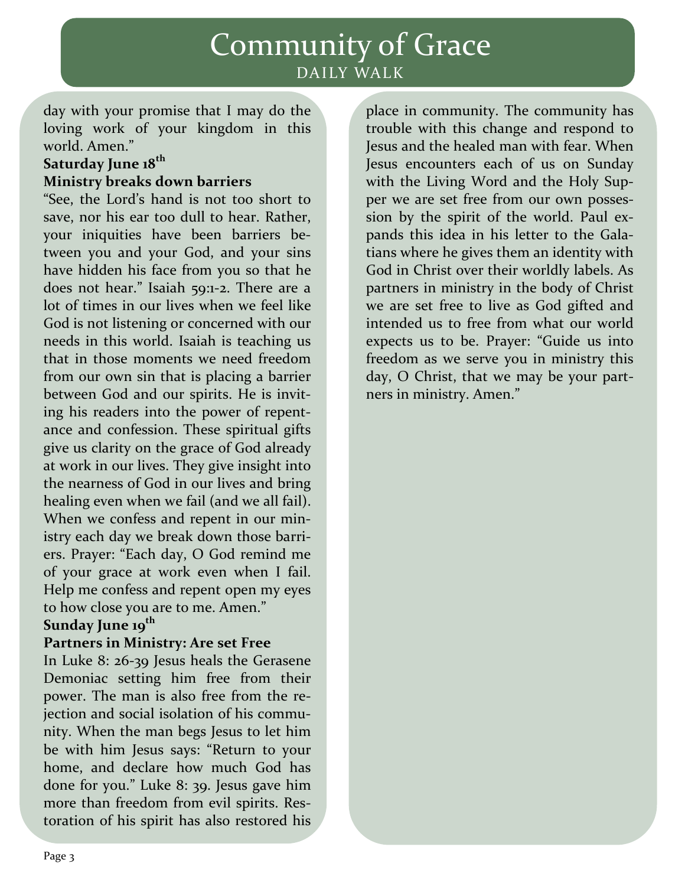day with your promise that I may do the loving work of your kingdom in this world. Amen."

**Saturday June 18th**

**Ministry breaks down barriers**

"See, the Lord's hand is not too short to save, nor his ear too dull to hear. Rather, your iniquities have been barriers between you and your God, and your sins have hidden his face from you so that he does not hear." Isaiah 59:1-2. There are a lot of times in our lives when we feel like God is not listening or concerned with our needs in this world. Isaiah is teaching us that in those moments we need freedom from our own sin that is placing a barrier between God and our spirits. He is inviting his readers into the power of repentance and confession. These spiritual gifts give us clarity on the grace of God already at work in our lives. They give insight into the nearness of God in our lives and bring healing even when we fail (and we all fail). When we confess and repent in our ministry each day we break down those barriers. Prayer: "Each day, O God remind me of your grace at work even when I fail. Help me confess and repent open my eyes to how close you are to me. Amen."

**Sunday June 19th**

**Partners in Ministry: Are set Free**

In Luke 8: 26-39 Jesus heals the Gerasene Demoniac setting him free from their power. The man is also free from the rejection and social isolation of his community. When the man begs Jesus to let him be with him Jesus says: "Return to your home, and declare how much God has done for you." Luke 8: 39. Jesus gave him more than freedom from evil spirits. Restoration of his spirit has also restored his place in community. The community has trouble with this change and respond to Jesus and the healed man with fear. When Jesus encounters each of us on Sunday with the Living Word and the Holy Supper we are set free from our own possession by the spirit of the world. Paul expands this idea in his letter to the Galatians where he gives them an identity with God in Christ over their worldly labels. As partners in ministry in the body of Christ we are set free to live as God gifted and intended us to free from what our world expects us to be. Prayer: "Guide us into freedom as we serve you in ministry this day, O Christ, that we may be your partners in ministry. Amen."